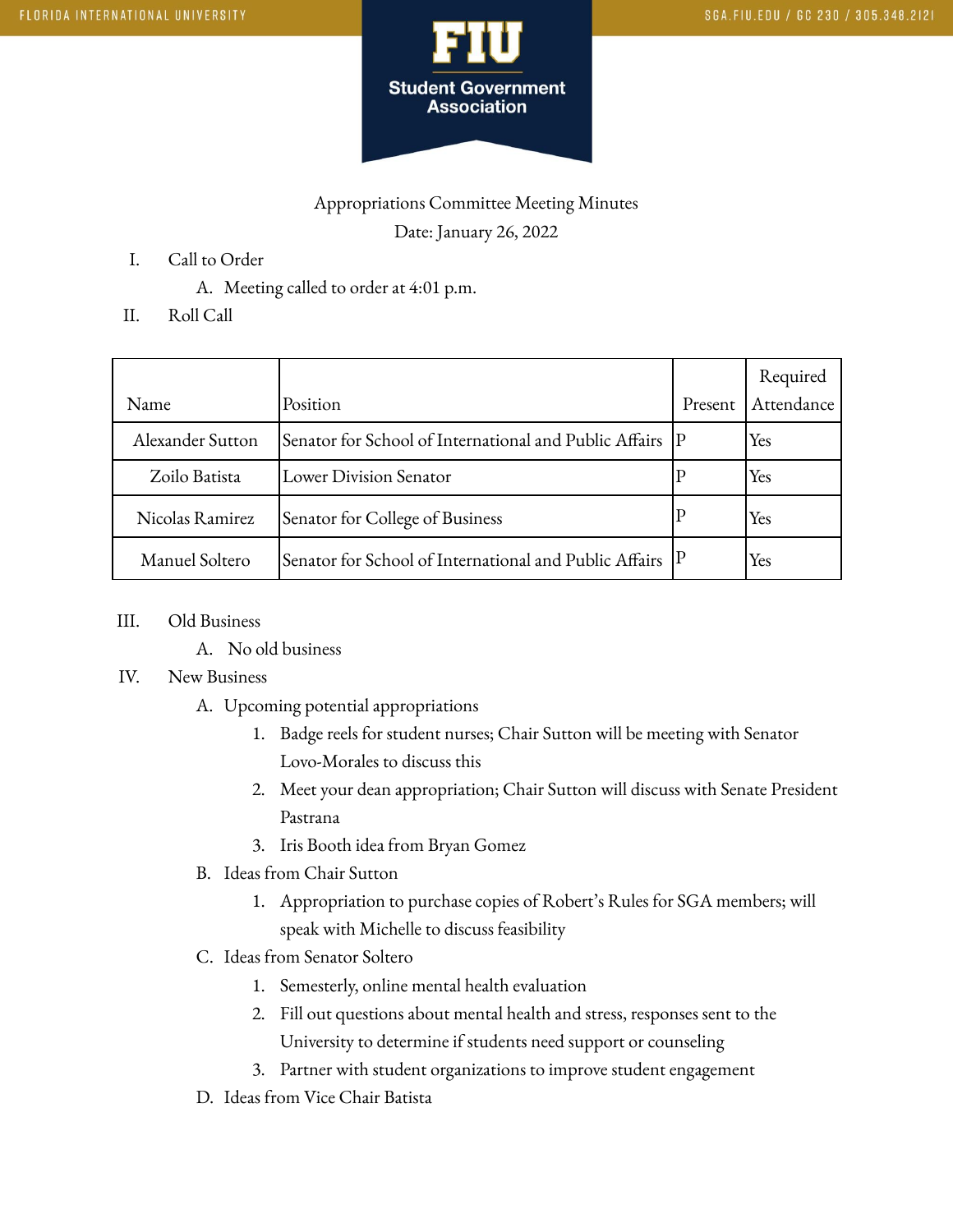Appropriations Committee Meeting Minutes

Date: January 26, 2022

I. Call to Order
   A. Meeting called to order at 4:01 p.m.

II. Roll Call

| Name | Position | Present | Required Attendance |
|---|---|---|---|
| Alexander Sutton | Senator for School of International and Public Affairs | P | Yes |
| Zoilo Batista | Lower Division Senator | P | Yes |
| Nicolas Ramirez | Senator for College of Business | P | Yes |
| Manuel Soltero | Senator for School of International and Public Affairs | P | Yes |

III. Old Business
   A. No old business

IV. New Business
   A. Upcoming potential appropriations
      1. Badge reels for student nurses; Chair Sutton will be meeting with Senator Lovo-Morales to discuss this
      2. Meet your dean appropriation; Chair Sutton will discuss with Senate President Pastrana
      3. Iris Booth idea from Bryan Gomez
   B. Ideas from Chair Sutton
      1. Appropriation to purchase copies of Robert's Rules for SGA members; will speak with Michelle to discuss feasibility
   C. Ideas from Senator Soltero
      1. Semesterly, online mental health evaluation
      2. Fill out questions about mental health and stress, responses sent to the University to determine if students need support or counseling
      3. Partner with student organizations to improve student engagement
   D. Ideas from Vice Chair Batista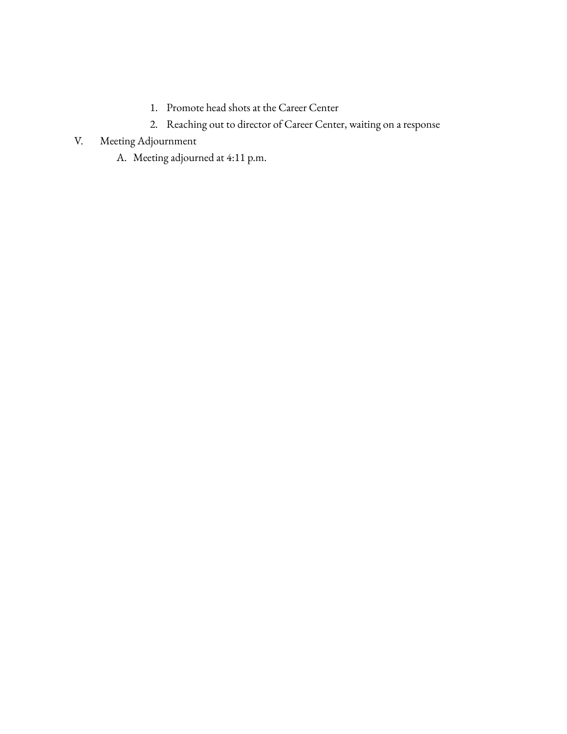1. Promote head shots at the Career Center
2. Reaching out to director of Career Center, waiting on a response

V. Meeting Adjournment

   A. Meeting adjourned at 4:11 p.m.